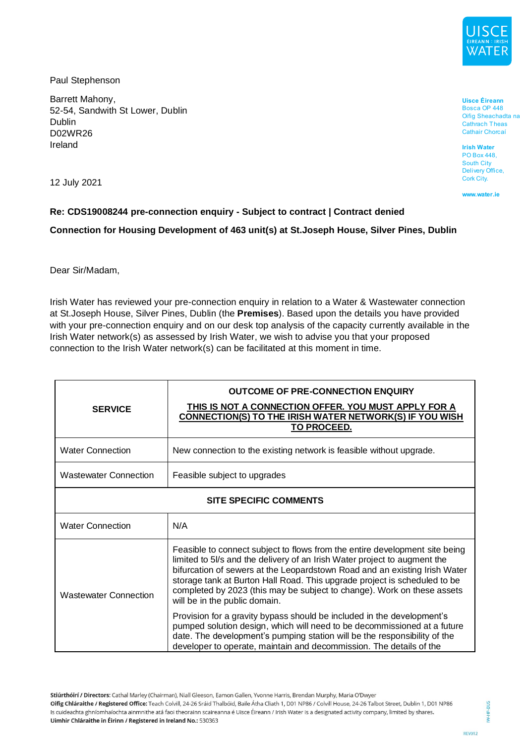Paul Stephenson

Barrett Mahony,
52-54, Sandwith St Lower, Dublin
Dublin
D02WR26
Ireland

Uisce Éireann
Bosca OP 448
Oifig Sheachadta na Cathrach Theas
Cathair Chorcaí

Irish Water
PO Box 448,
South City Delivery Office,
Cork City.

www.water.ie

12 July 2021

**Re: CDS19008244 pre-connection enquiry - Subject to contract | Contract denied**

**Connection for Housing Development of 463 unit(s) at St.Joseph House, Silver Pines, Dublin**

Dear Sir/Madam,

Irish Water has reviewed your pre-connection enquiry in relation to a Water & Wastewater connection at St.Joseph House, Silver Pines, Dublin (the **Premises**). Based upon the details you have provided with your pre-connection enquiry and on our desk top analysis of the capacity currently available in the Irish Water network(s) as assessed by Irish Water, we wish to advise you that your proposed connection to the Irish Water network(s) can be facilitated at this moment in time.

| **SERVICE** | **OUTCOME OF PRE-CONNECTION ENQUIRY** <br> **THIS IS NOT A CONNECTION OFFER. YOU MUST APPLY FOR A CONNECTION(S) TO THE IRISH WATER NETWORK(S) IF YOU WISH TO PROCEED.** |
|---|---|
| Water Connection | New connection to the existing network is feasible without upgrade. |
| Wastewater Connection | Feasible subject to upgrades |
| **SITE SPECIFIC COMMENTS** | |
| Water Connection | N/A |
| Wastewater Connection | Feasible to connect subject to flows from the entire development site being limited to 5l/s and the delivery of an Irish Water project to augment the bifurcation of sewers at the Leopardstown Road and an existing Irish Water storage tank at Burton Hall Road. This upgrade project is scheduled to be completed by 2023 (this may be subject to change). Work on these assets will be in the public domain. <br> Provision for a gravity bypass should be included in the development's pumped solution design, which will need to be decommissioned at a future date. The development's pumping station will be the responsibility of the developer to operate, maintain and decommission. The details of the |

**Stiúrthóirí / Directors:** Cathal Marley (Chairman), Niall Gleeson, Eamon Gallen, Yvonne Harris, Brendan Murphy, Maria O'Dwyer
**Oifig Chláraithe / Registered Office:** Teach Colvill, 24-26 Sráid Thalbóid, Baile Átha Cliath 1, D01 NP86 / Colvill House, 24-26 Talbot Street, Dublin 1, D01 NP86
Is cuideachta ghníomhaíochta ainmnithe atá faoi theorainn scaireanna é Uisce Éireann / Irish Water is a designated activity company, limited by shares.
**Uimhir Chláraithe in Éirinn / Registered in Ireland No.:** 530363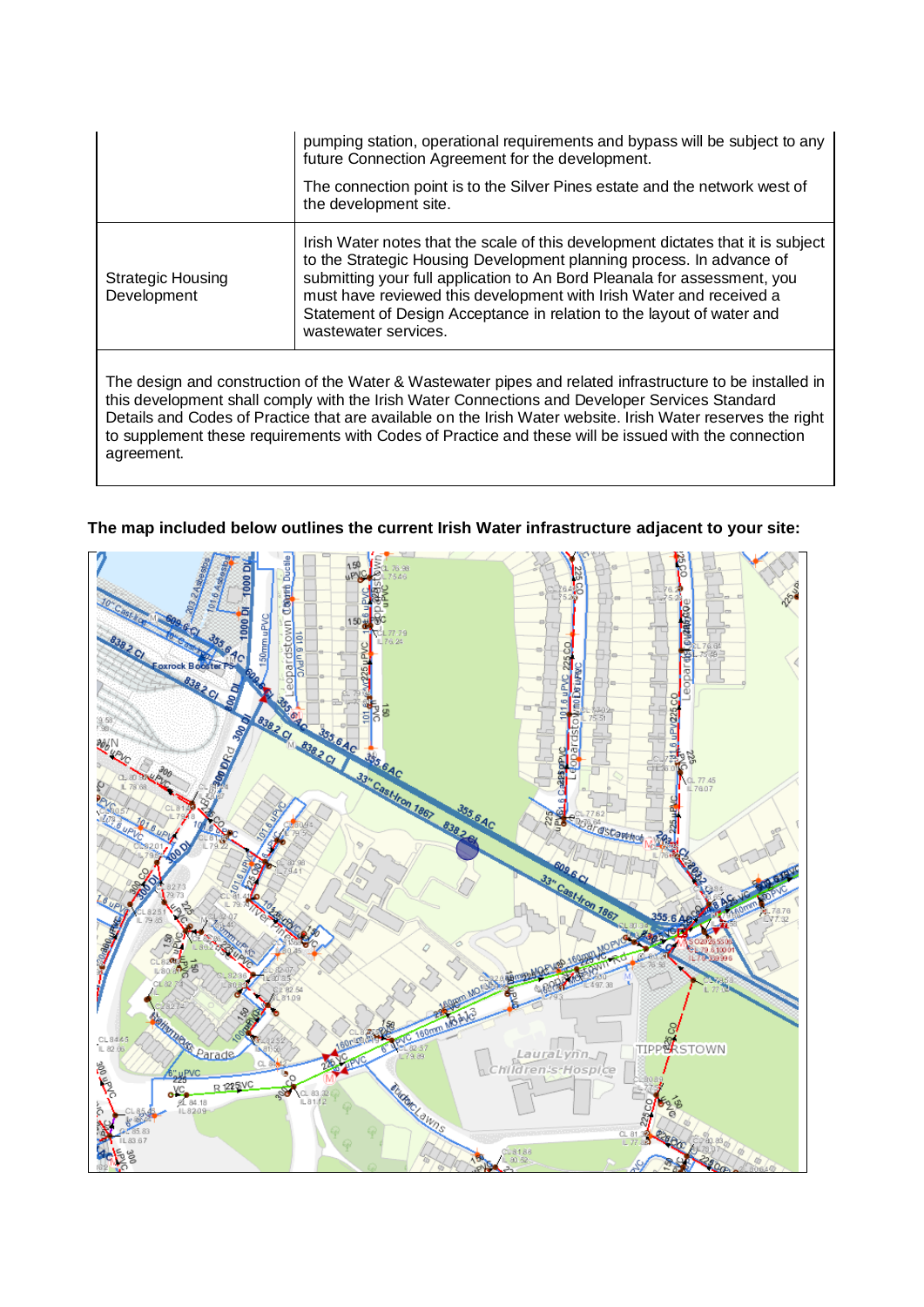| | |
|---|---|
| | pumping station, operational requirements and bypass will be subject to any future Connection Agreement for the development.<br><br>The connection point is to the Silver Pines estate and the network west of the development site. |
| Strategic Housing Development | Irish Water notes that the scale of this development dictates that it is subject to the Strategic Housing Development planning process. In advance of submitting your full application to An Bord Pleanala for assessment, you must have reviewed this development with Irish Water and received a Statement of Design Acceptance in relation to the layout of water and wastewater services. |

The design and construction of the Water & Wastewater pipes and related infrastructure to be installed in this development shall comply with the Irish Water Connections and Developer Services Standard Details and Codes of Practice that are available on the Irish Water website. Irish Water reserves the right to supplement these requirements with Codes of Practice and these will be issued with the connection agreement.

**The map included below outlines the current Irish Water infrastructure adjacent to your site:**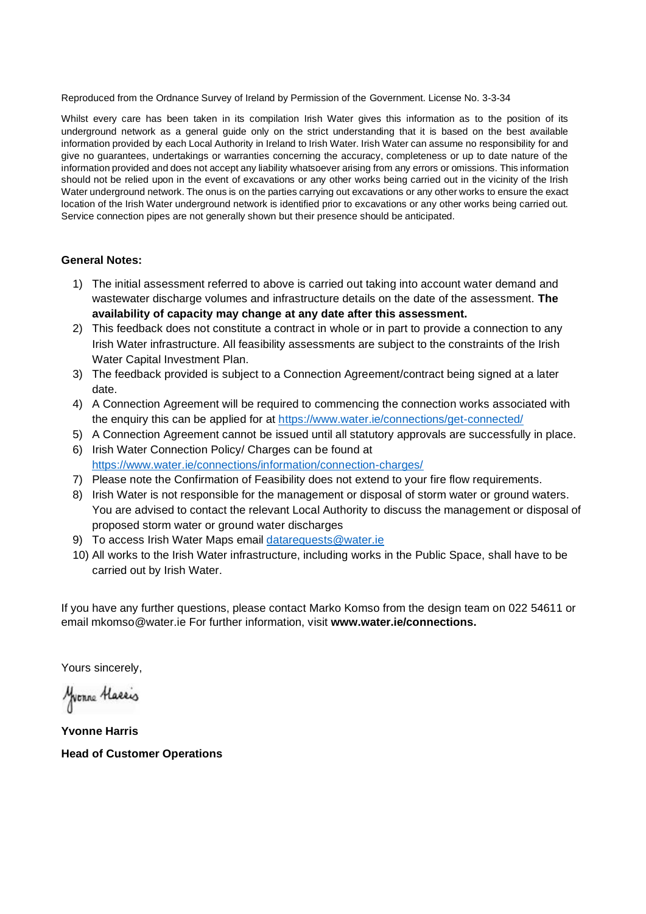Reproduced from the Ordnance Survey of Ireland by Permission of the Government. License No. 3-3-34

Whilst every care has been taken in its compilation Irish Water gives this information as to the position of its underground network as a general guide only on the strict understanding that it is based on the best available information provided by each Local Authority in Ireland to Irish Water. Irish Water can assume no responsibility for and give no guarantees, undertakings or warranties concerning the accuracy, completeness or up to date nature of the information provided and does not accept any liability whatsoever arising from any errors or omissions. This information should not be relied upon in the event of excavations or any other works being carried out in the vicinity of the Irish Water underground network. The onus is on the parties carrying out excavations or any other works to ensure the exact location of the Irish Water underground network is identified prior to excavations or any other works being carried out. Service connection pipes are not generally shown but their presence should be anticipated.

**General Notes:**

1) The initial assessment referred to above is carried out taking into account water demand and wastewater discharge volumes and infrastructure details on the date of the assessment. **The availability of capacity may change at any date after this assessment.**
2) This feedback does not constitute a contract in whole or in part to provide a connection to any Irish Water infrastructure. All feasibility assessments are subject to the constraints of the Irish Water Capital Investment Plan.
3) The feedback provided is subject to a Connection Agreement/contract being signed at a later date.
4) A Connection Agreement will be required to commencing the connection works associated with the enquiry this can be applied for at https://www.water.ie/connections/get-connected/
5) A Connection Agreement cannot be issued until all statutory approvals are successfully in place.
6) Irish Water Connection Policy/ Charges can be found at https://www.water.ie/connections/information/connection-charges/
7) Please note the Confirmation of Feasibility does not extend to your fire flow requirements.
8) Irish Water is not responsible for the management or disposal of storm water or ground waters. You are advised to contact the relevant Local Authority to discuss the management or disposal of proposed storm water or ground water discharges
9) To access Irish Water Maps email datarequests@water.ie
10) All works to the Irish Water infrastructure, including works in the Public Space, shall have to be carried out by Irish Water.

If you have any further questions, please contact Marko Komso from the design team on 022 54611 or email mkomso@water.ie For further information, visit **www.water.ie/connections.**

Yours sincerely,

Yvonne Harris

**Yvonne Harris**

**Head of Customer Operations**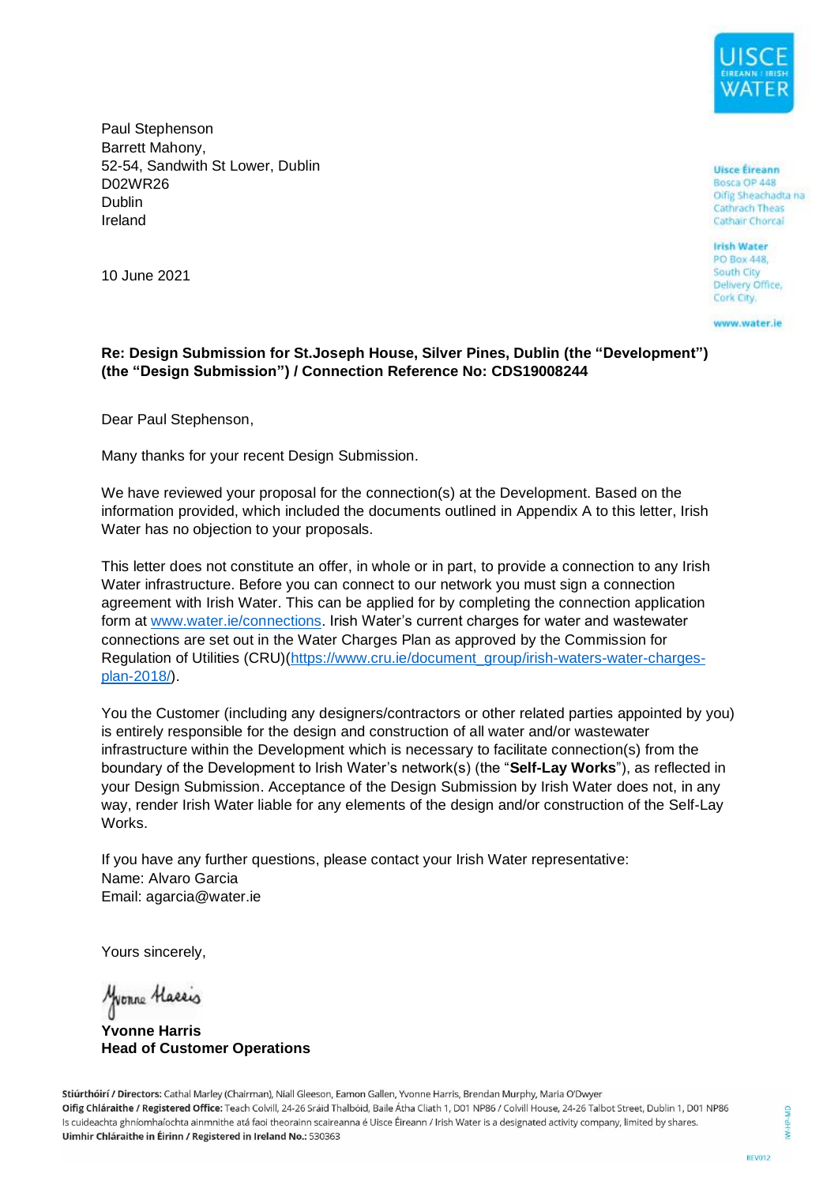Paul Stephenson
Barrett Mahony,
52-54, Sandwith St Lower, Dublin
D02WR26
Dublin
Ireland

**Uisce Éireann**
Bosca OP 448
Oifig Sheachadta na
Cathrach Theas
Cathair Chorcaí

**Irish Water**
PO Box 448,
South City
Delivery Office,
Cork City.

**www.water.ie**

10 June 2021

**Re: Design Submission for St.Joseph House, Silver Pines, Dublin (the "Development") (the "Design Submission") / Connection Reference No: CDS19008244**

Dear Paul Stephenson,

Many thanks for your recent Design Submission.

We have reviewed your proposal for the connection(s) at the Development. Based on the information provided, which included the documents outlined in Appendix A to this letter, Irish Water has no objection to your proposals.

This letter does not constitute an offer, in whole or in part, to provide a connection to any Irish Water infrastructure. Before you can connect to our network you must sign a connection agreement with Irish Water. This can be applied for by completing the connection application form at www.water.ie/connections. Irish Water's current charges for water and wastewater connections are set out in the Water Charges Plan as approved by the Commission for Regulation of Utilities (CRU)(https://www.cru.ie/document_group/irish-waters-water-charges-plan-2018/).

You the Customer (including any designers/contractors or other related parties appointed by you) is entirely responsible for the design and construction of all water and/or wastewater infrastructure within the Development which is necessary to facilitate connection(s) from the boundary of the Development to Irish Water's network(s) (the "**Self-Lay Works**"), as reflected in your Design Submission. Acceptance of the Design Submission by Irish Water does not, in any way, render Irish Water liable for any elements of the design and/or construction of the Self-Lay Works.

If you have any further questions, please contact your Irish Water representative:
Name: Alvaro Garcia
Email: agarcia@water.ie

Yours sincerely,

Yvonne Harris

**Yvonne Harris**
**Head of Customer Operations**

**Stiúrthóirí / Directors:** Cathal Marley (Chairman), Niall Gleeson, Eamon Gallen, Yvonne Harris, Brendan Murphy, Maria O'Dwyer
**Oifig Chláraithe / Registered Office:** Teach Colvill, 24-26 Sráid Thalbóid, Baile Átha Cliath 1, D01 NP86 / Colvill House, 24-26 Talbot Street, Dublin 1, D01 NP86
Is cuideachta ghníomhaíochta ainmnithe atá faoi theorainn scaireanna é Uisce Éireann / Irish Water is a designated activity company, limited by shares.
**Uimhir Chláraithe in Éirinn / Registered in Ireland No.:** 530363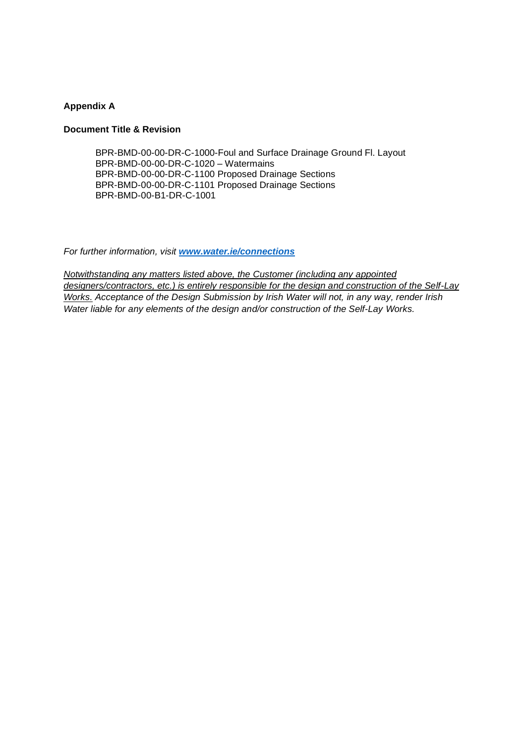**Appendix A**

**Document Title & Revision**

BPR-BMD-00-00-DR-C-1000-Foul and Surface Drainage Ground Fl. Layout
BPR-BMD-00-00-DR-C-1020 – Watermains
BPR-BMD-00-00-DR-C-1100 Proposed Drainage Sections
BPR-BMD-00-00-DR-C-1101 Proposed Drainage Sections
BPR-BMD-00-B1-DR-C-1001

*For further information, visit* ***[www.water.ie/connections](http://www.water.ie/connections)***

*<u>Notwithstanding any matters listed above, the Customer (including any appointed designers/contractors, etc.) is entirely responsible for the design and construction of the Self-Lay Works.</u> Acceptance of the Design Submission by Irish Water will not, in any way, render Irish Water liable for any elements of the design and/or construction of the Self-Lay Works.*